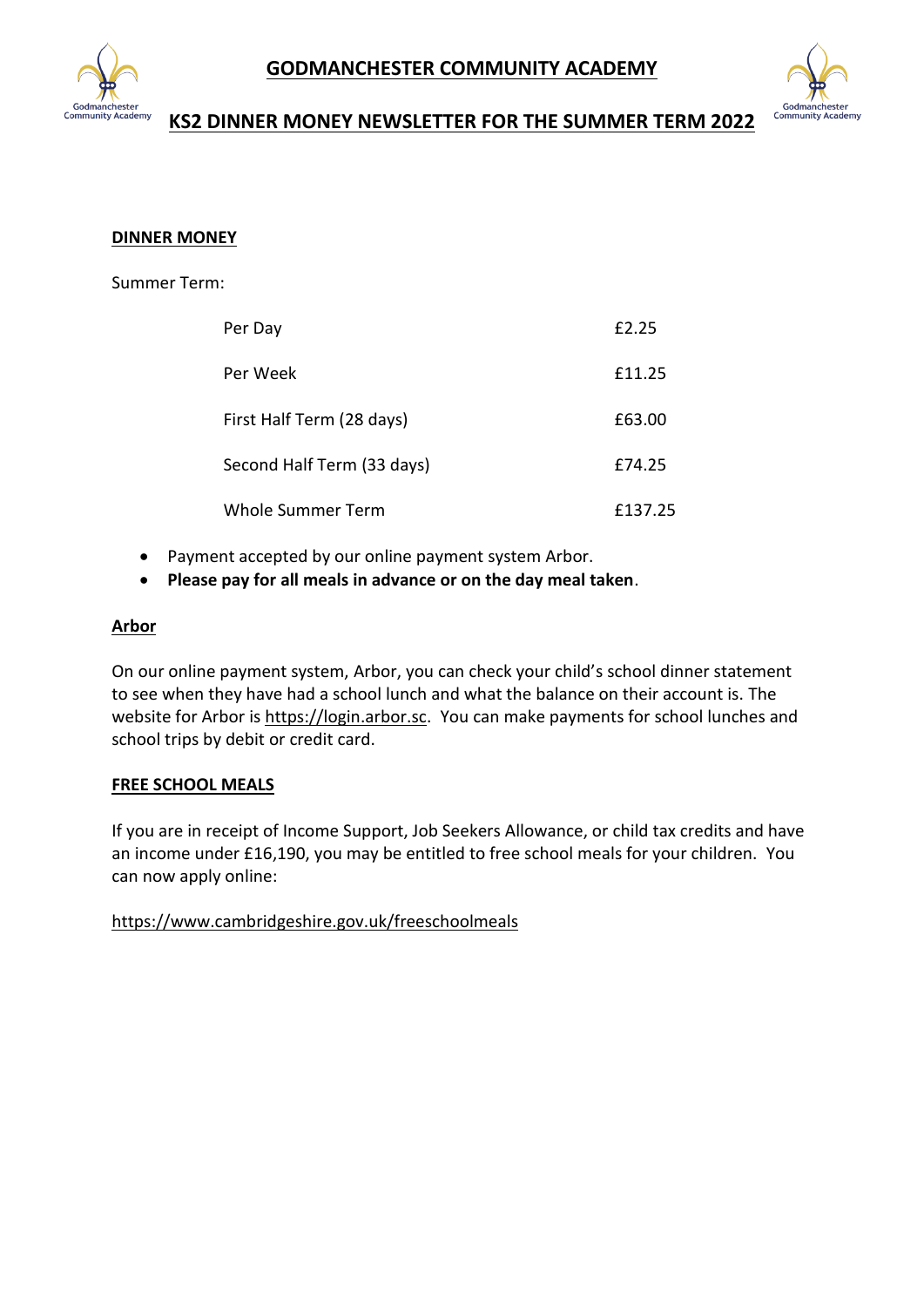# GODMANCHESTER COMMUNITY ACADEMY

## KS2 DINNER MONEY NEWSLETTER FOR THE SUMMER TERM 2022

### DINNER MONEY

Summer Term:

| | |
|---|---|
| Per Day | £2.25 |
| Per Week | £11.25 |
| First Half Term (28 days) | £63.00 |
| Second Half Term (33 days) | £74.25 |
| Whole Summer Term | £137.25 |

- Payment accepted by our online payment system Arbor.
- **Please pay for all meals in advance or on the day meal taken**.

### Arbor

On our online payment system, Arbor, you can check your child's school dinner statement to see when they have had a school lunch and what the balance on their account is. The website for Arbor is https://login.arbor.sc. You can make payments for school lunches and school trips by debit or credit card.

### FREE SCHOOL MEALS

If you are in receipt of Income Support, Job Seekers Allowance, or child tax credits and have an income under £16,190, you may be entitled to free school meals for your children. You can now apply online:

https://www.cambridgeshire.gov.uk/freeschoolmeals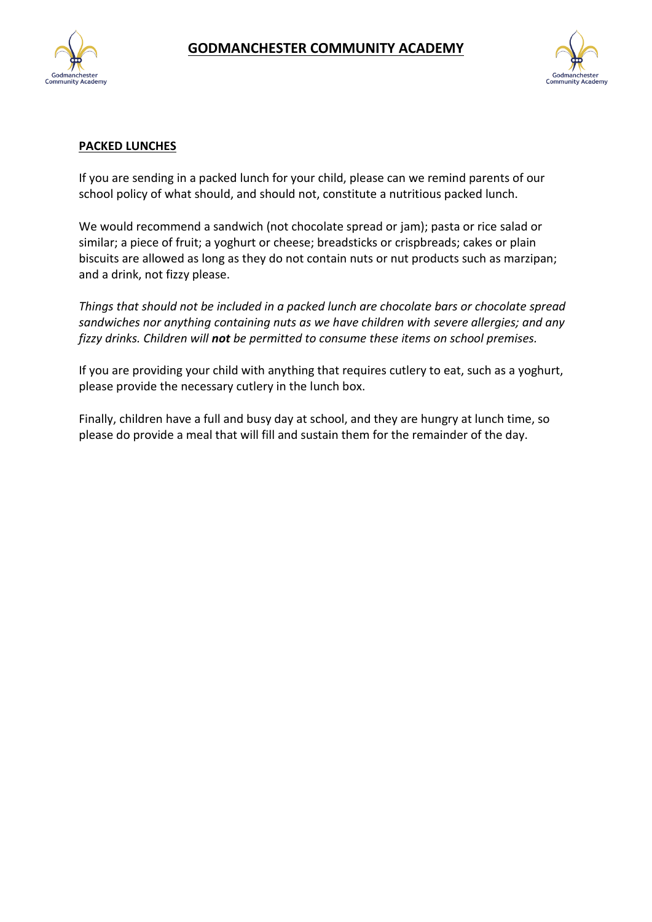# GODMANCHESTER COMMUNITY ACADEMY

## PACKED LUNCHES

If you are sending in a packed lunch for your child, please can we remind parents of our school policy of what should, and should not, constitute a nutritious packed lunch.

We would recommend a sandwich (not chocolate spread or jam); pasta or rice salad or similar; a piece of fruit; a yoghurt or cheese; breadsticks or crispbreads; cakes or plain biscuits are allowed as long as they do not contain nuts or nut products such as marzipan; and a drink, not fizzy please.

*Things that should not be included in a packed lunch are chocolate bars or chocolate spread sandwiches nor anything containing nuts as we have children with severe allergies; and any fizzy drinks. Children will* ***not*** *be permitted to consume these items on school premises.*

If you are providing your child with anything that requires cutlery to eat, such as a yoghurt, please provide the necessary cutlery in the lunch box.

Finally, children have a full and busy day at school, and they are hungry at lunch time, so please do provide a meal that will fill and sustain them for the remainder of the day.